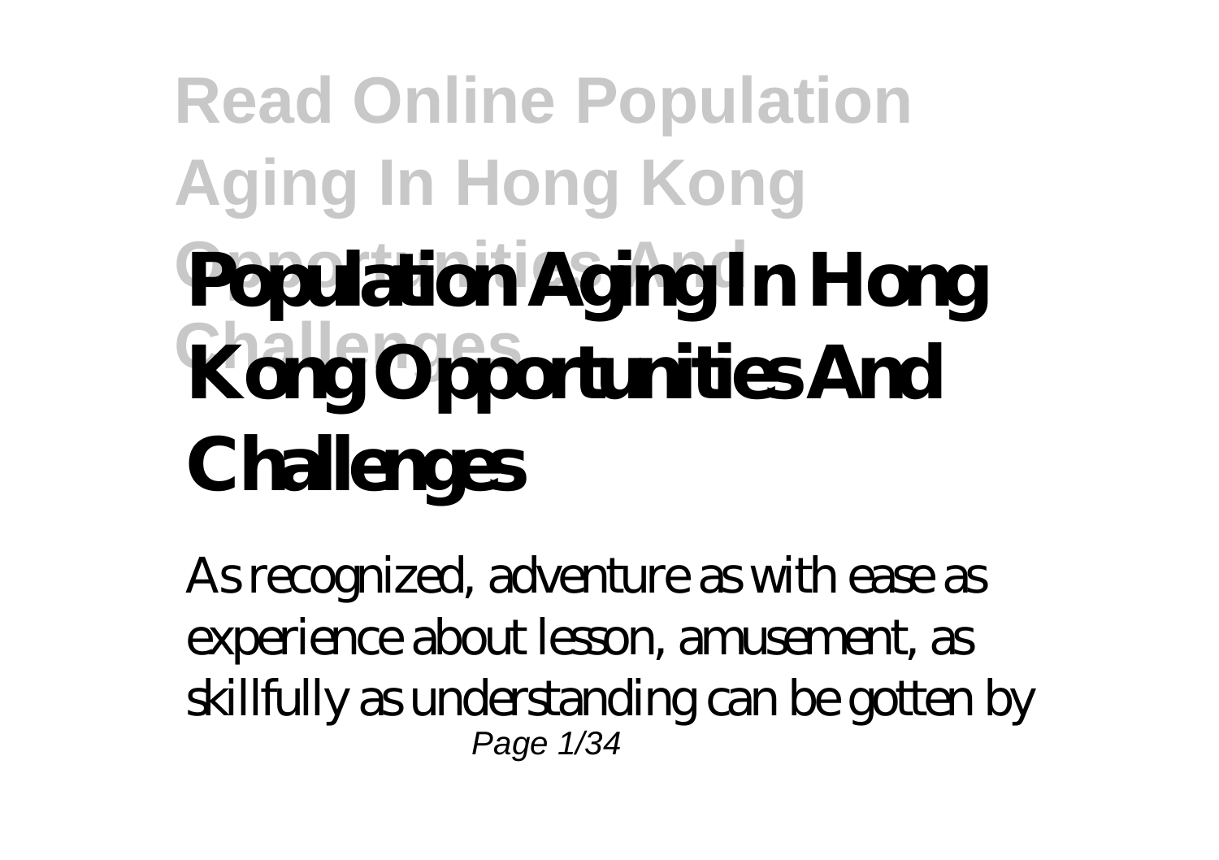# Population Aging In Hong Kong Opportunities And Challenges

As recognized, adventure as with ease as experience about lesson, amusement, as skillfully as understanding can be gotten by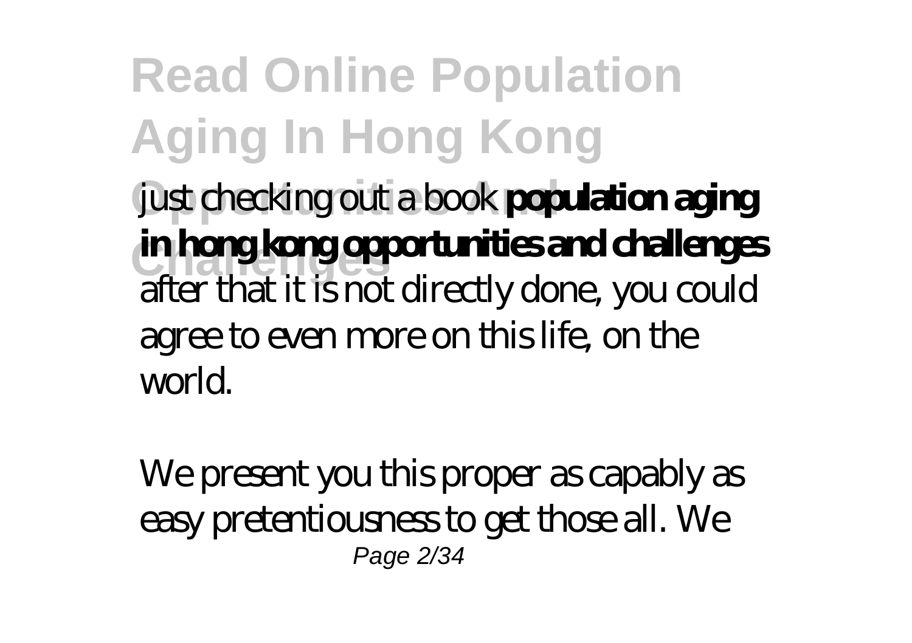just checking out a book **population aging in hong kong opportunities and challenges** after that it is not directly done, you could agree to even more on this life, on the world.

We present you this proper as capably as easy pretentiousness to get those all. We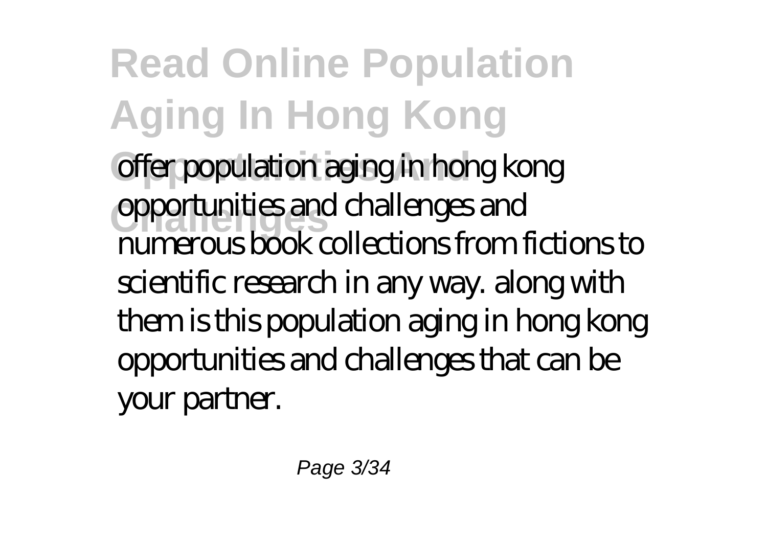offer population aging in hong kong opportunities and challenges and numerous book collections from fictions to scientific research in any way. along with them is this population aging in hong kong opportunities and challenges that can be your partner.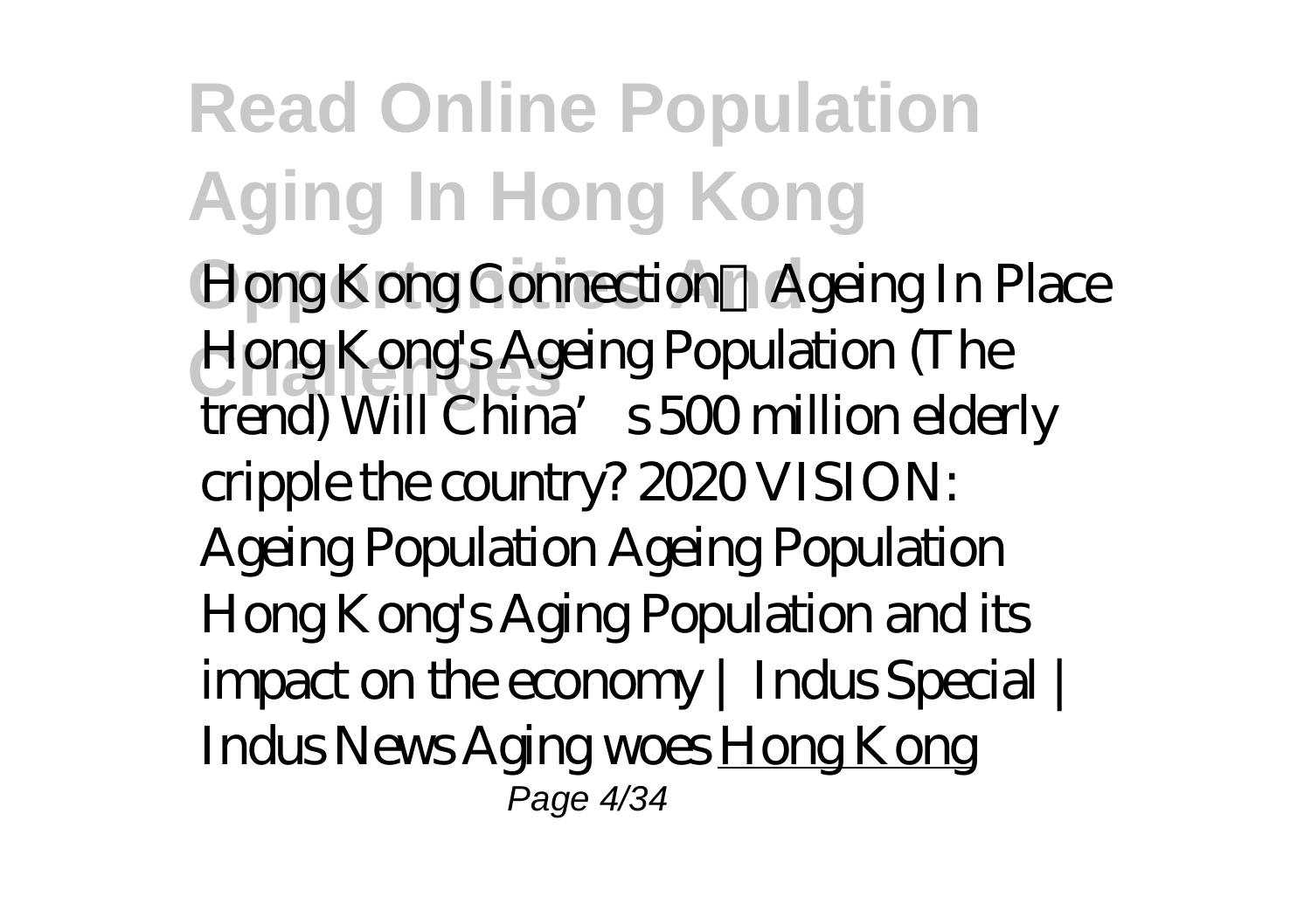*Hong Kong Connection：Ageing In Place Hong Kong's Ageing Population (The trend) Will China's 500 million elderly cripple the country? 2020 VISION: Ageing Population Ageing Population Hong Kong's Aging Population and its impact on the economy | Indus Special | Indus News Aging woes* Hong Kong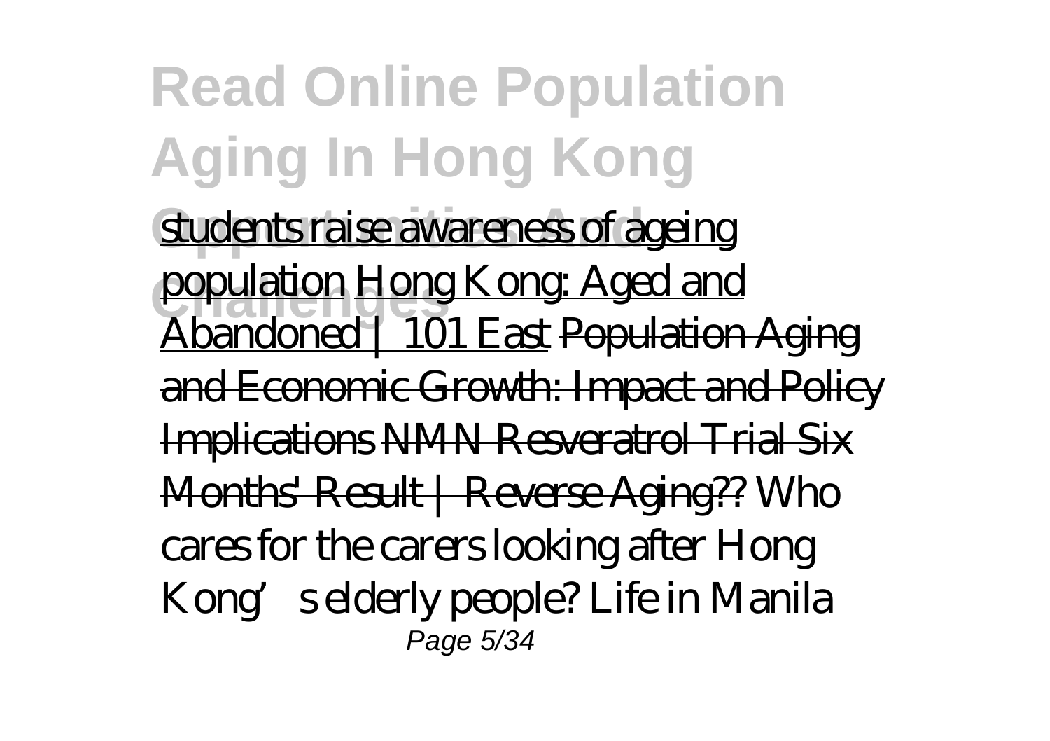students raise awareness of ageing population Hong Kong: Aged and Abandoned | 101 East Population Aging and Economic Growth: Impact and Policy Implications NMN Resveratrol Trial Six Months' Result | Reverse Aging?? Who cares for the carers looking after Hong Kong's elderly people? Life in Manila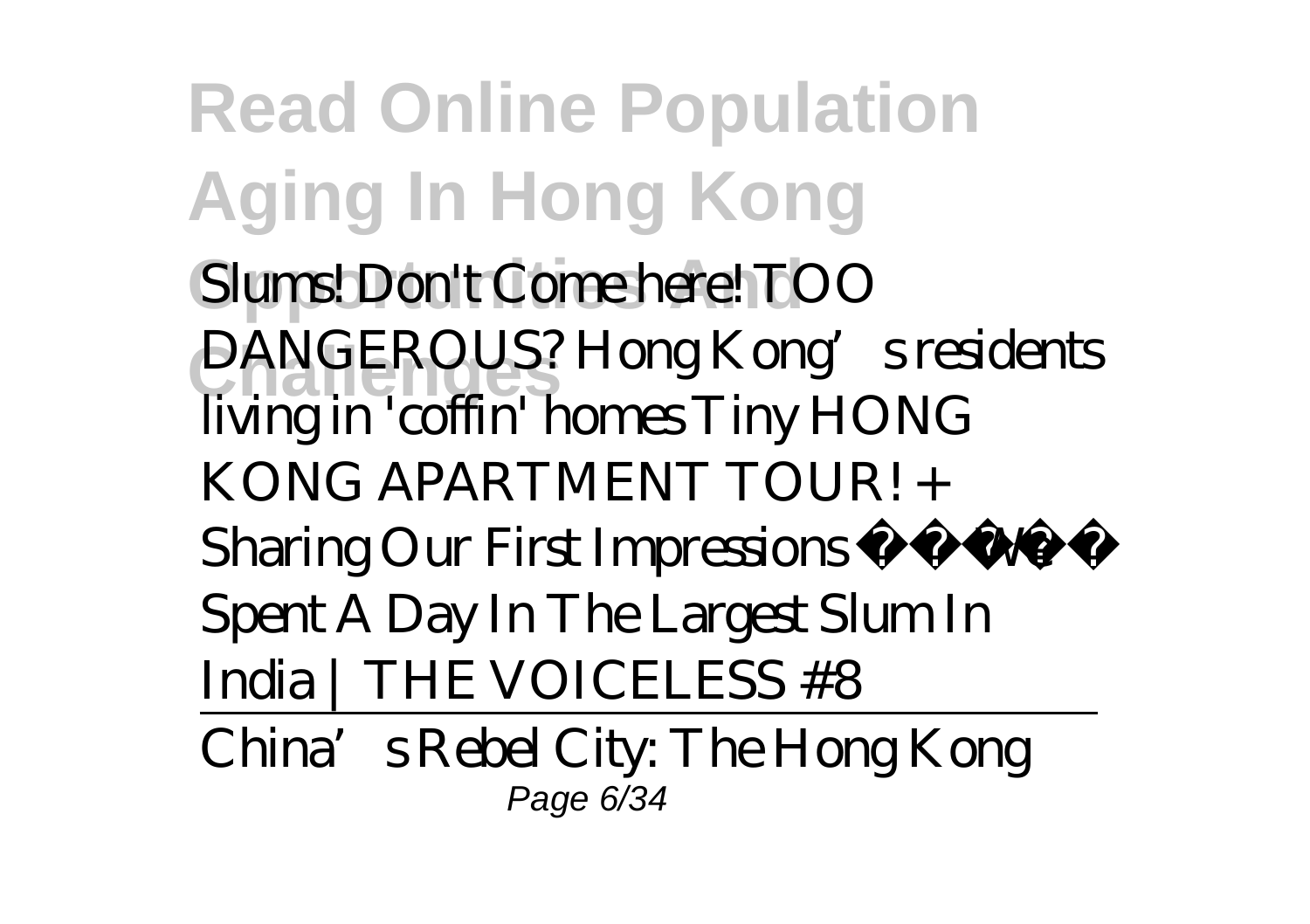Slums! Don't Come here! TOO DANGEROUS? Hong Kong's residents living in 'coffin' homes Tiny HONG KONG APARTMENT TOUR! + Sharing Our First Impressions We Spent A Day In The Largest Slum In India | THE VOICELESS #8

China's Rebel City: The Hong Kong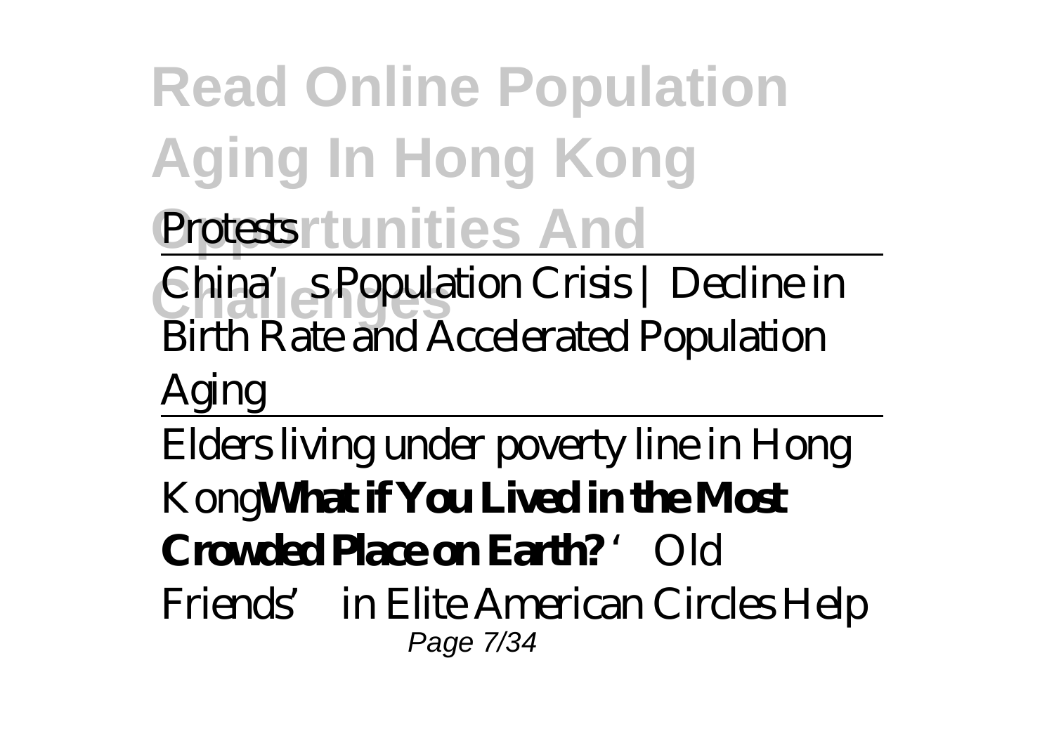*Protests*

---

China's Population Crisis | Decline in Birth Rate and Accelerated Population Aging

---

Elders living under poverty line in Hong Kong **What if You Lived in the Most Crowded Place on Earth?** *'Old Friends' in Elite American Circles Help*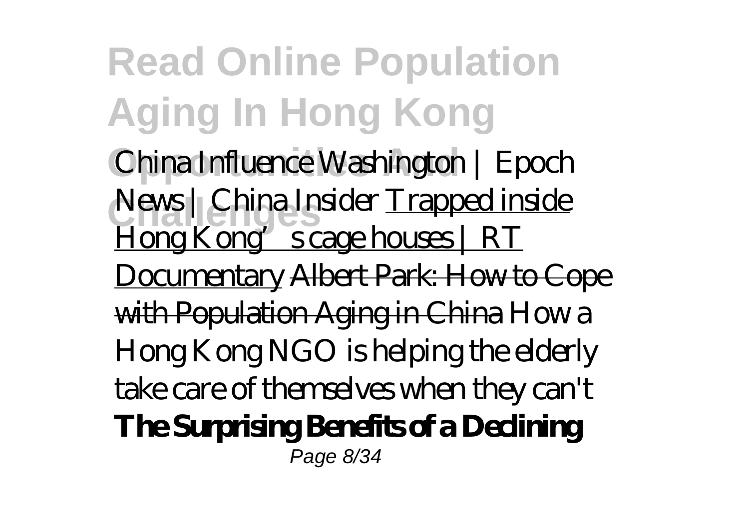China Influence Washington | Epoch News | China Insider Trapped inside Hong Kong's cage houses | RT Documentary Albert Park: How to Cope with Population Aging in China How a Hong Kong NGO is helping the elderly take care of themselves when they can't **The Surprising Benefits of a Declining**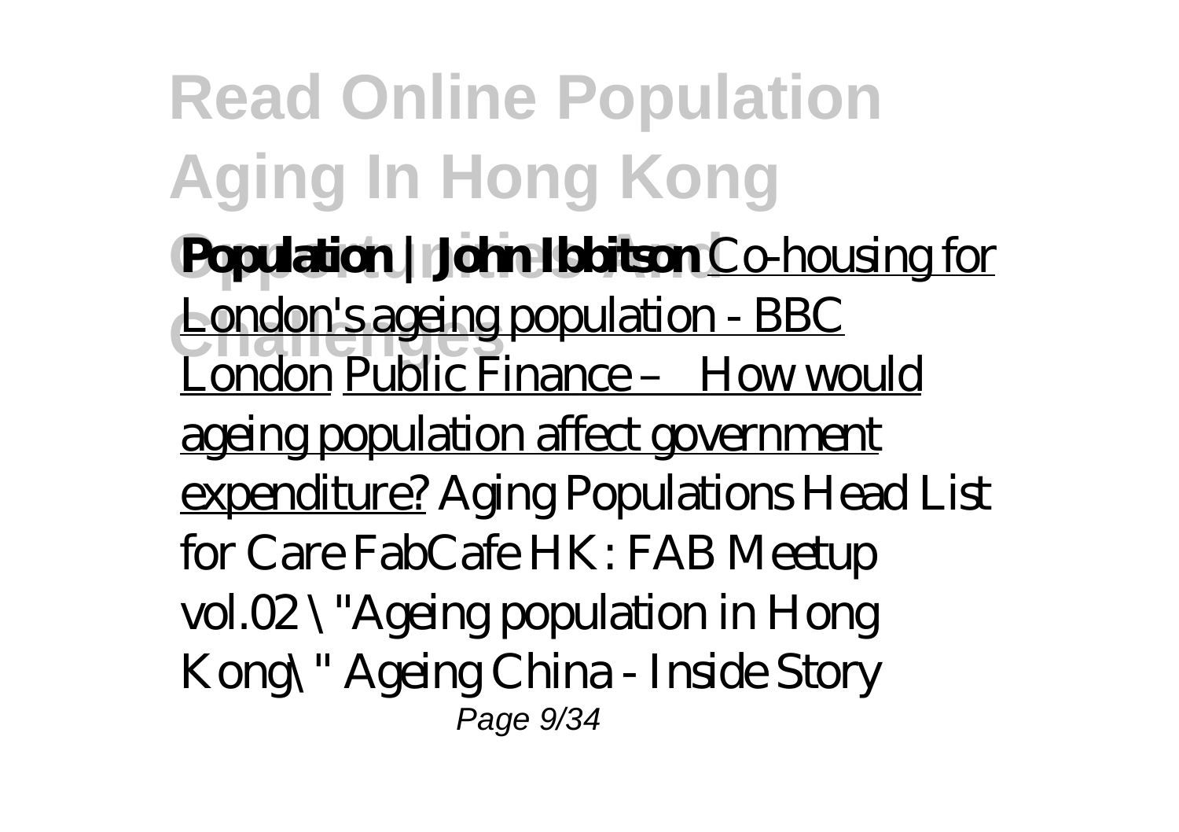**Population | John Ibbitson** Co-housing for London's ageing population - BBC London Public Finance – How would ageing population affect government expenditure? *Aging Populations Head List for Care FabCafe HK: FAB Meetup vol.02 \"Ageing population in Hong Kong\" Ageing China - Inside Story*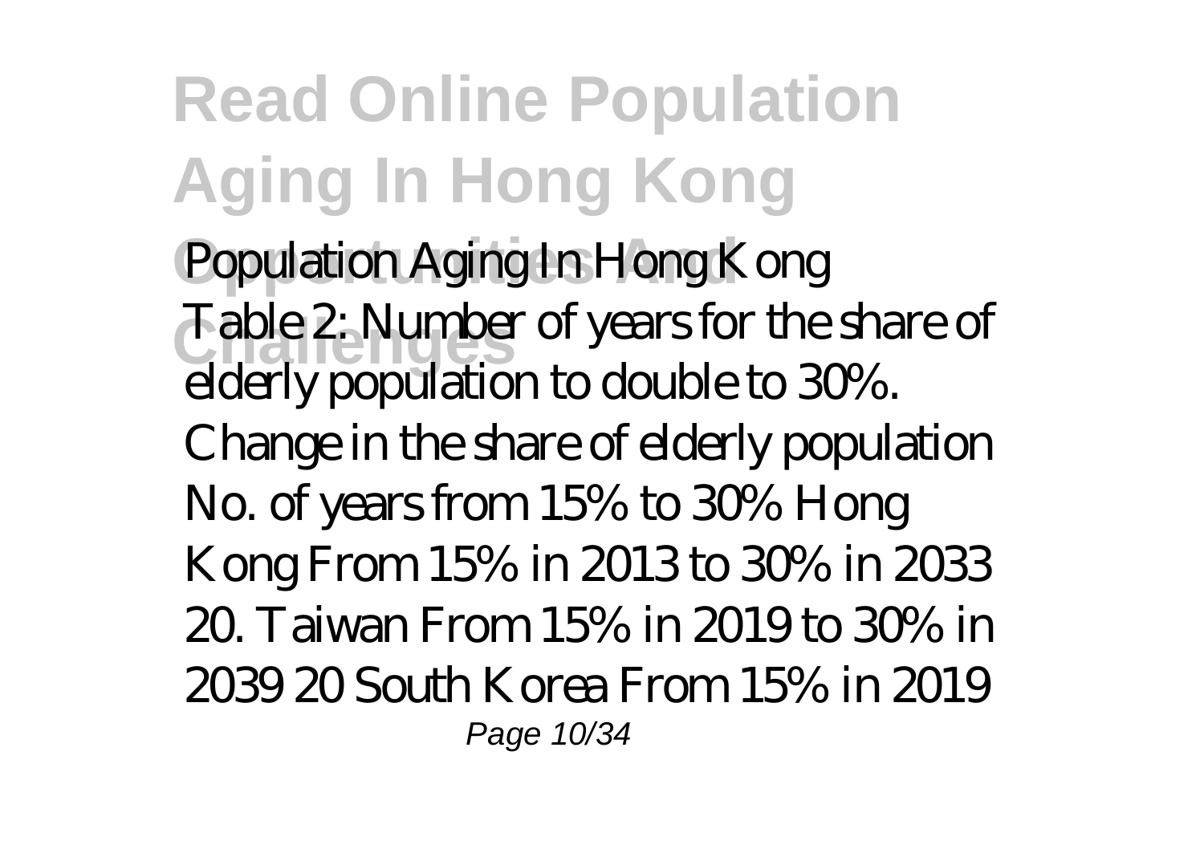Population Aging In Hong Kong

Table 2: Number of years for the share of elderly population to double to 30%. Change in the share of elderly population No. of years from 15% to 30% Hong Kong From 15% in 2013 to 30% in 2033 20. Taiwan From 15% in 2019 to 30% in 2039 20 South Korea From 15% in 2019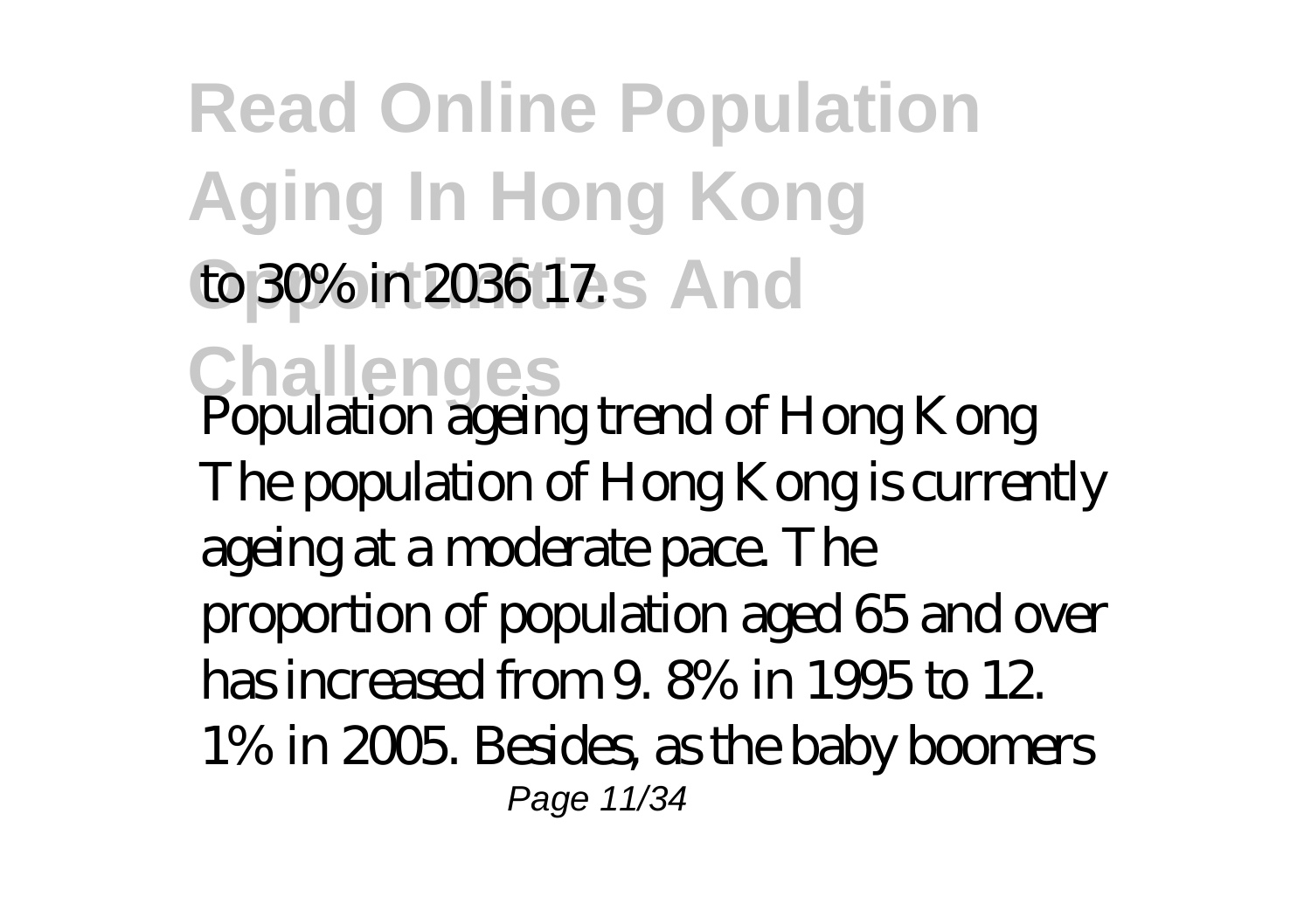to 30% in 2036 17.

Population ageing trend of Hong Kong The population of Hong Kong is currently ageing at a moderate pace. The proportion of population aged 65 and over has increased from 9. 8% in 1995 to 12. 1% in 2005. Besides, as the baby boomers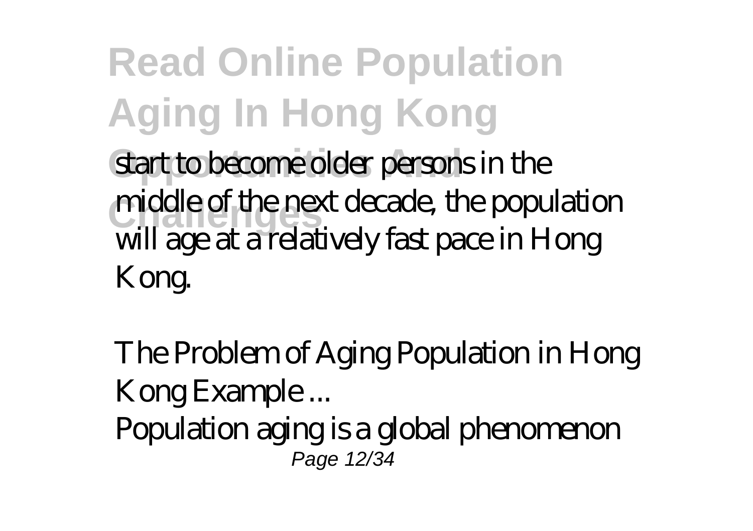start to become older persons in the middle of the next decade, the population will age at a relatively fast pace in Hong Kong.

*The Problem of Aging Population in Hong Kong Example ...*

Population aging is a global phenomenon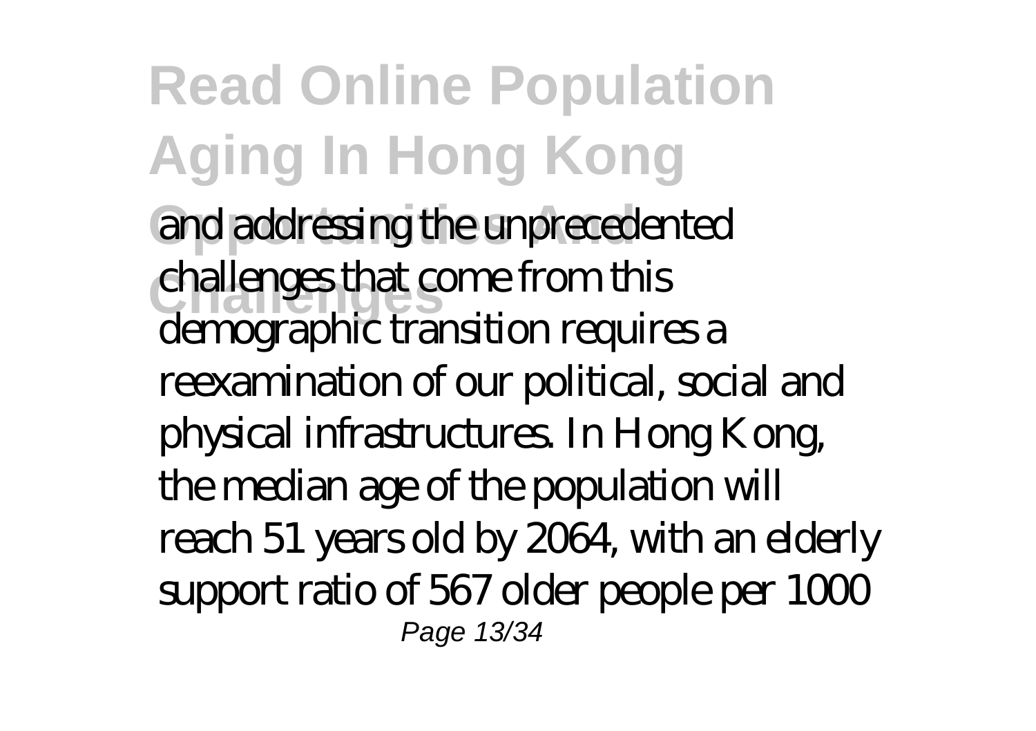and addressing the unprecedented challenges that come from this demographic transition requires a reexamination of our political, social and physical infrastructures. In Hong Kong, the median age of the population will reach 51 years old by 2064, with an elderly support ratio of 567 older people per 1000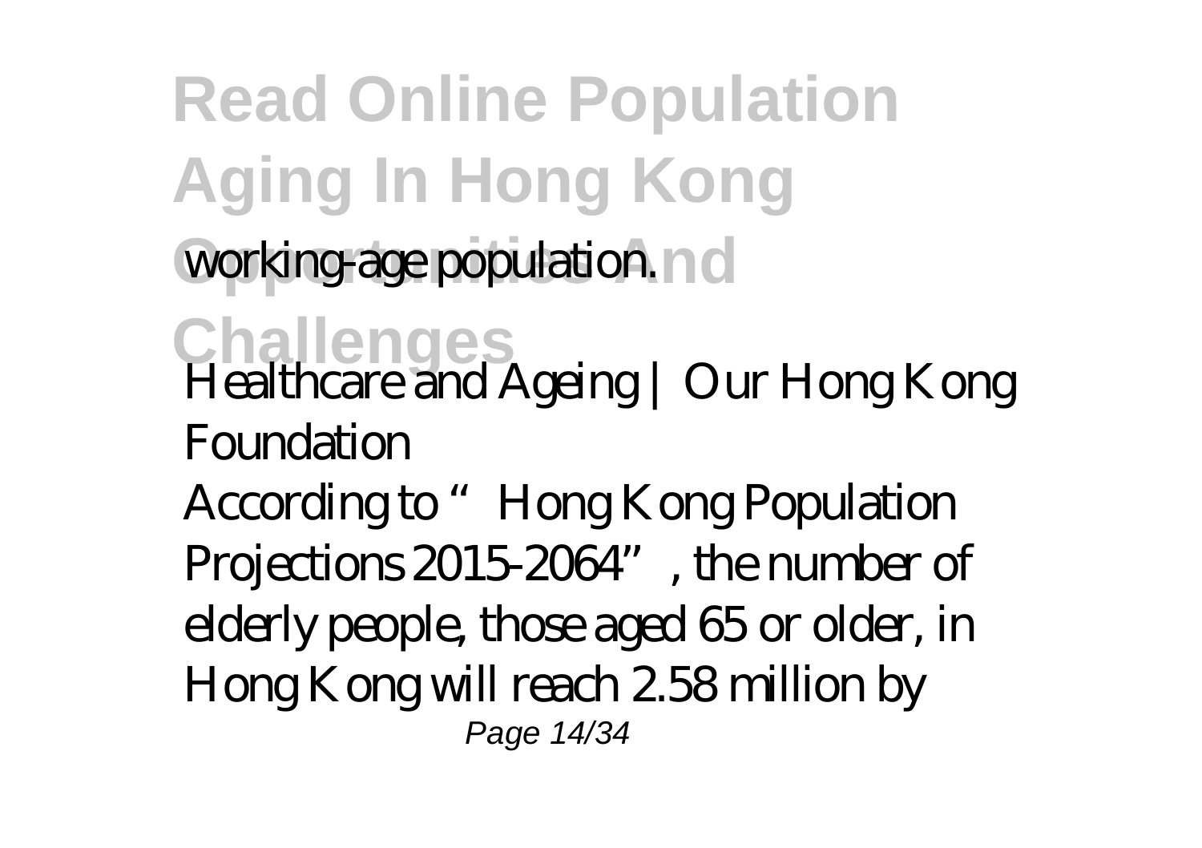working-age population.

Healthcare and Ageing | Our Hong Kong Foundation

According to "Hong Kong Population Projections 2015-2064", the number of elderly people, those aged 65 or older, in Hong Kong will reach 2.58 million by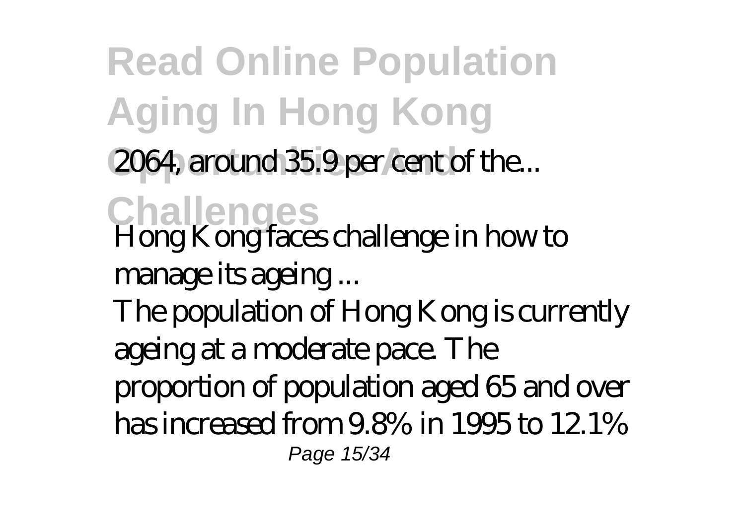2064, around 35.9 per cent of the...

*Hong Kong faces challenge in how to manage its ageing ...*

The population of Hong Kong is currently ageing at a moderate pace. The proportion of population aged 65 and over has increased from 9.8% in 1995 to 12.1%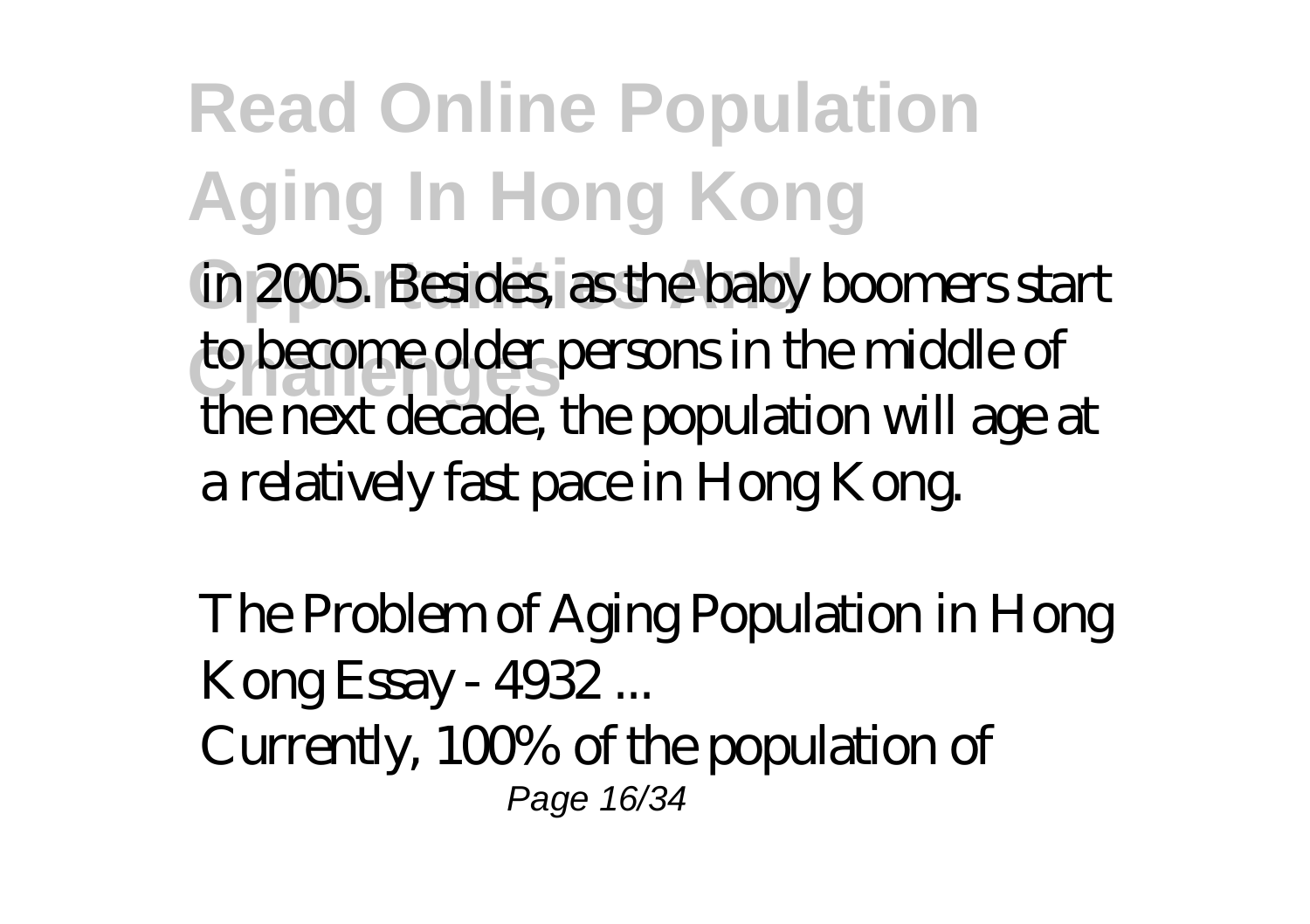in 2005. Besides, as the baby boomers start to become older persons in the middle of the next decade, the population will age at a relatively fast pace in Hong Kong.

*The Problem of Aging Population in Hong Kong Essay - 4932 ...*

Currently, 100% of the population of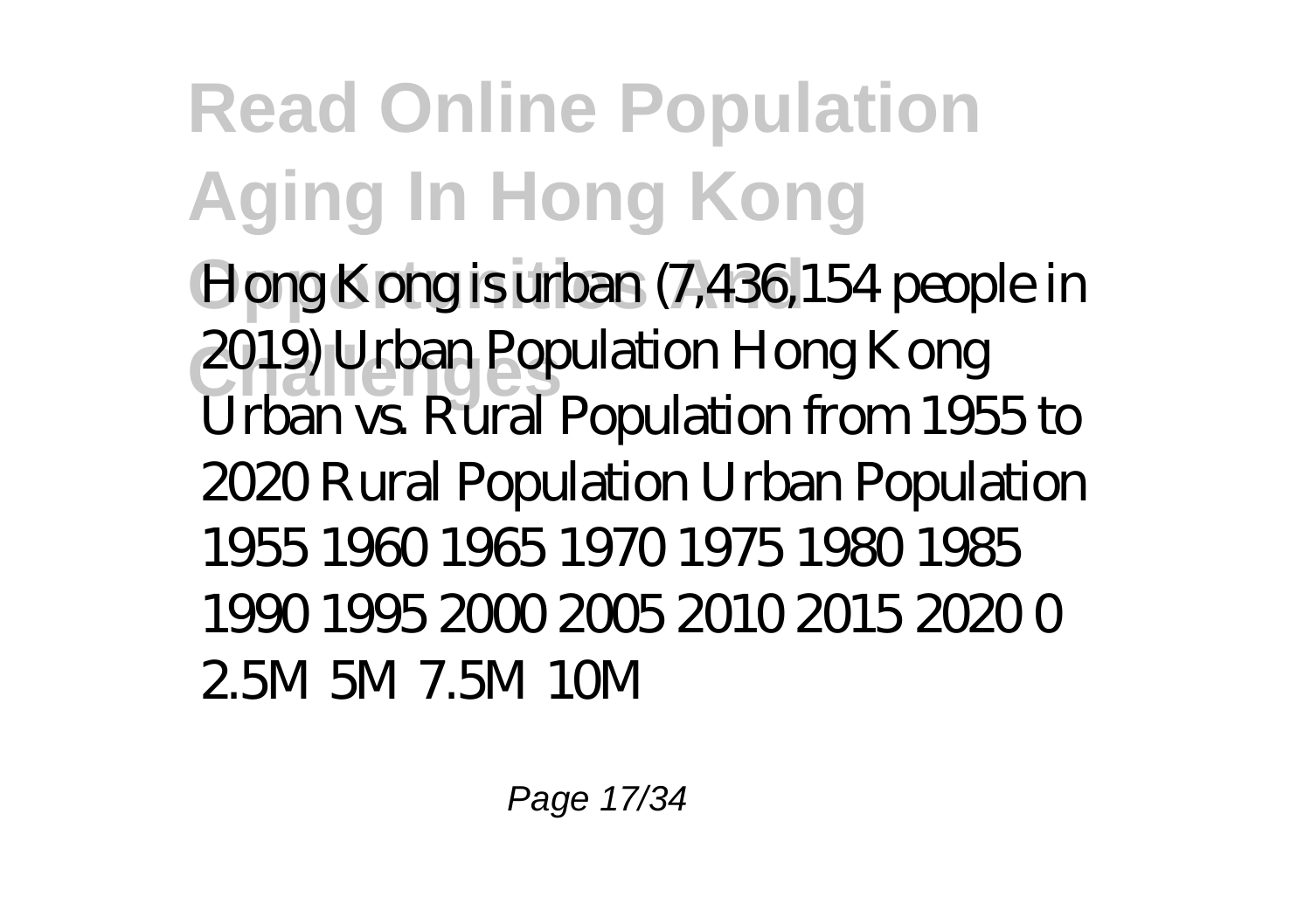# Read Online Population Aging In Hong Kong Opportunities And Challenges

Hong Kong is urban (7,436,154 people in 2019) Urban Population Hong Kong Urban vs. Rural Population from 1955 to 2020 Rural Population Urban Population 1955 1960 1965 1970 1975 1980 1985 1990 1995 2000 2005 2010 2015 2020 0 2.5M 5M 7.5M 10M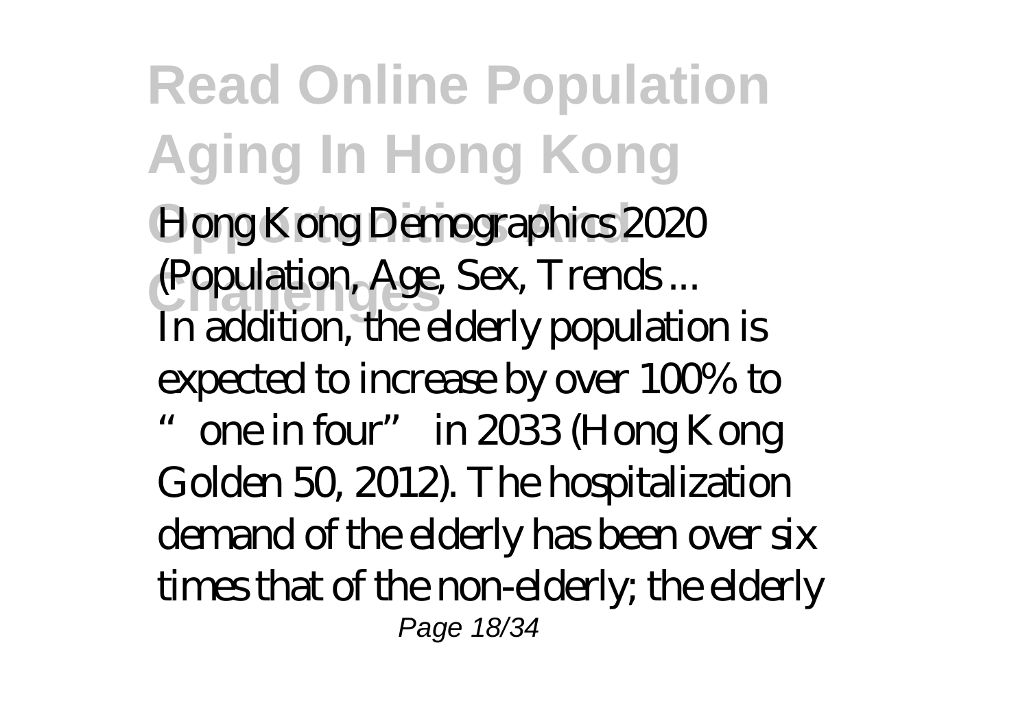Hong Kong Demographics 2020 (Population, Age, Sex, Trends ...

In addition, the elderly population is expected to increase by over 100% to "one in four" in 2033 (Hong Kong Golden 50, 2012). The hospitalization demand of the elderly has been over six times that of the non-elderly; the elderly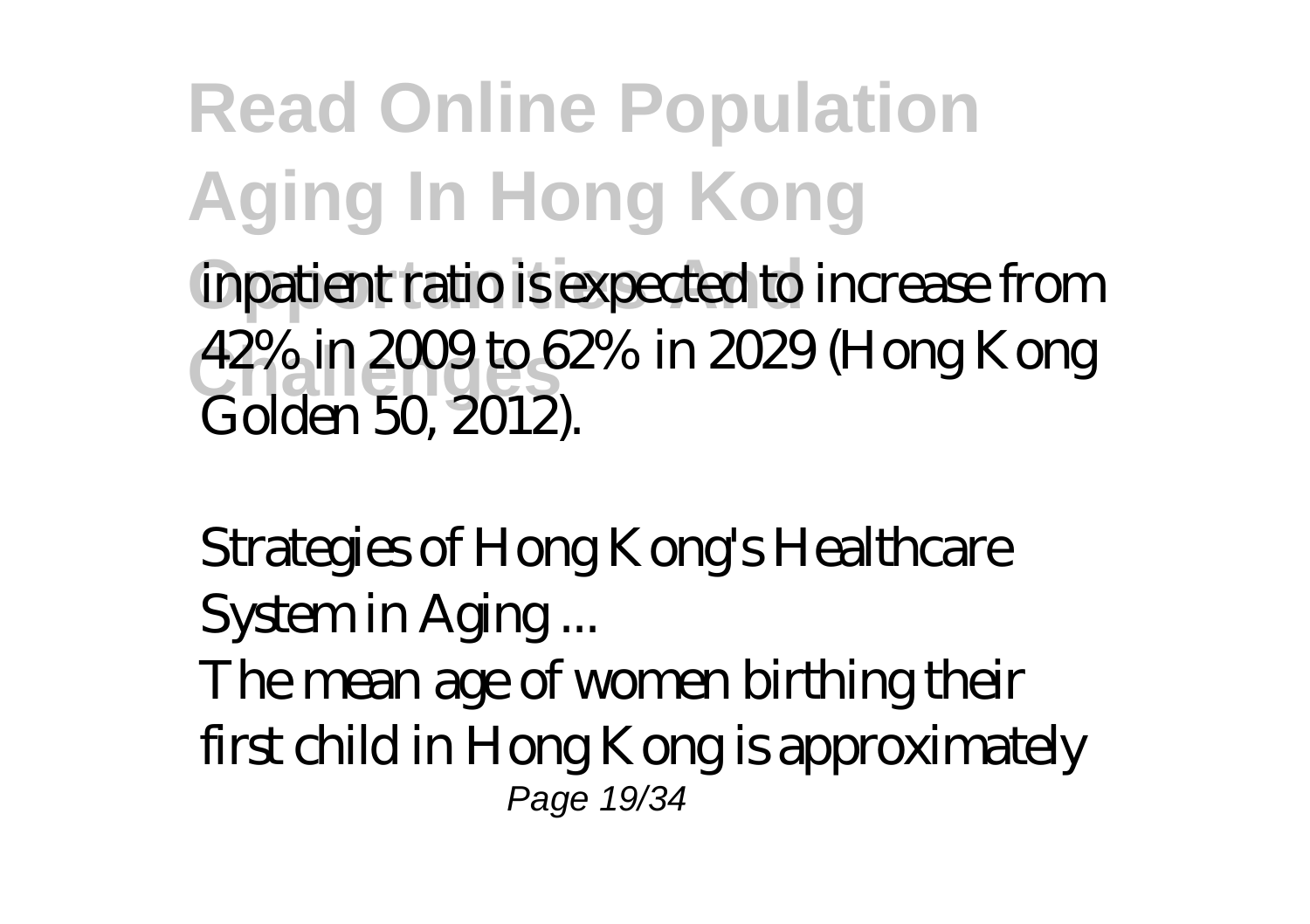inpatient ratio is expected to increase from 42% in 2009 to 62% in 2029 (Hong Kong Golden 50, 2012).

*Strategies of Hong Kong's Healthcare System in Aging ...*

The mean age of women birthing their first child in Hong Kong is approximately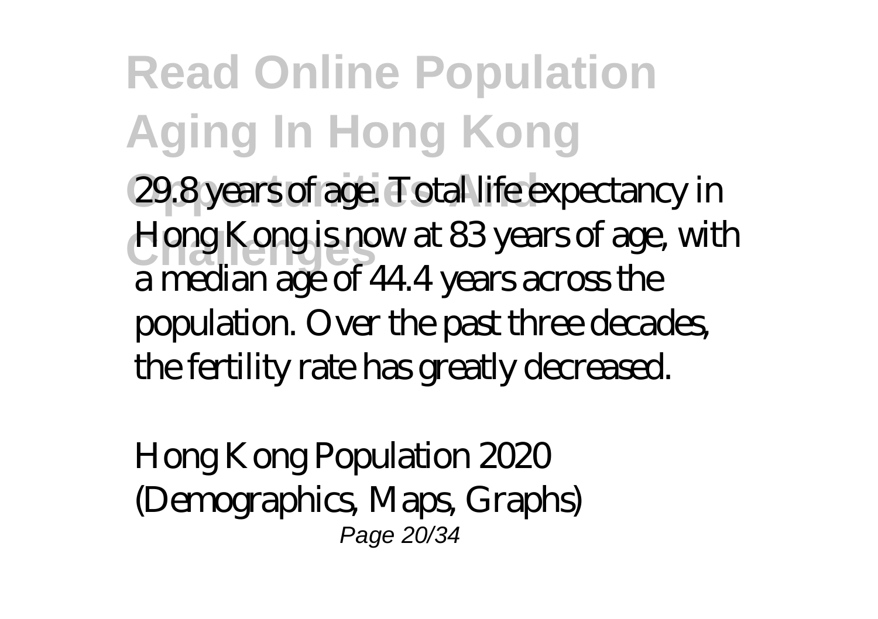29.8 years of age. Total life expectancy in Hong Kong is now at 83 years of age, with a median age of 44.4 years across the population. Over the past three decades, the fertility rate has greatly decreased.

*Hong Kong Population 2020 (Demographics, Maps, Graphs)*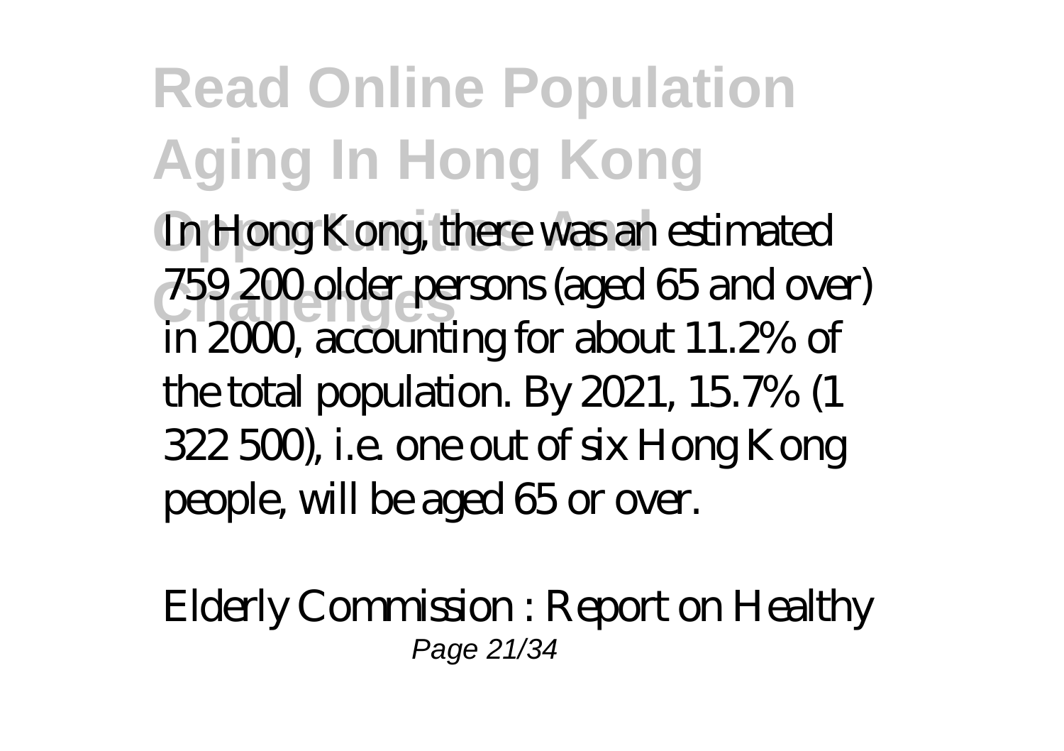In Hong Kong, there was an estimated 759 200 older persons (aged 65 and over) in 2000, accounting for about 11.2% of the total population. By 2021, 15.7% (1 322 500), i.e. one out of six Hong Kong people, will be aged 65 or over.

*Elderly Commission : Report on Healthy*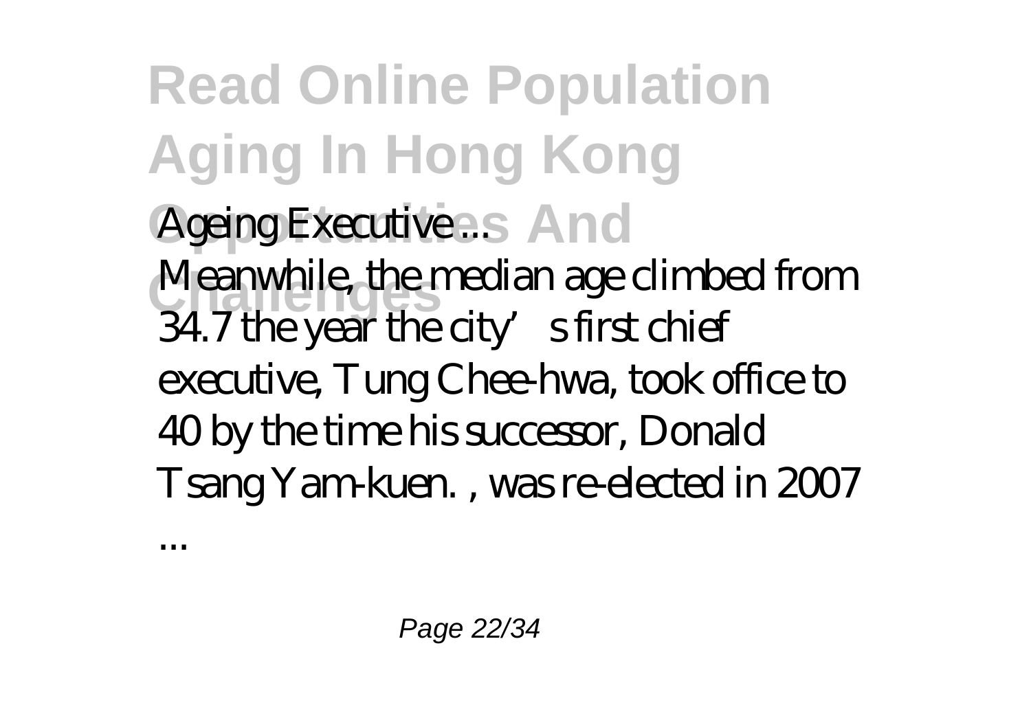Ageing Executive ...

Meanwhile, the median age climbed from 34.7 the year the city's first chief executive, Tung Chee-hwa, took office to 40 by the time his successor, Donald Tsang Yam-kuen. , was re-elected in 2007 ...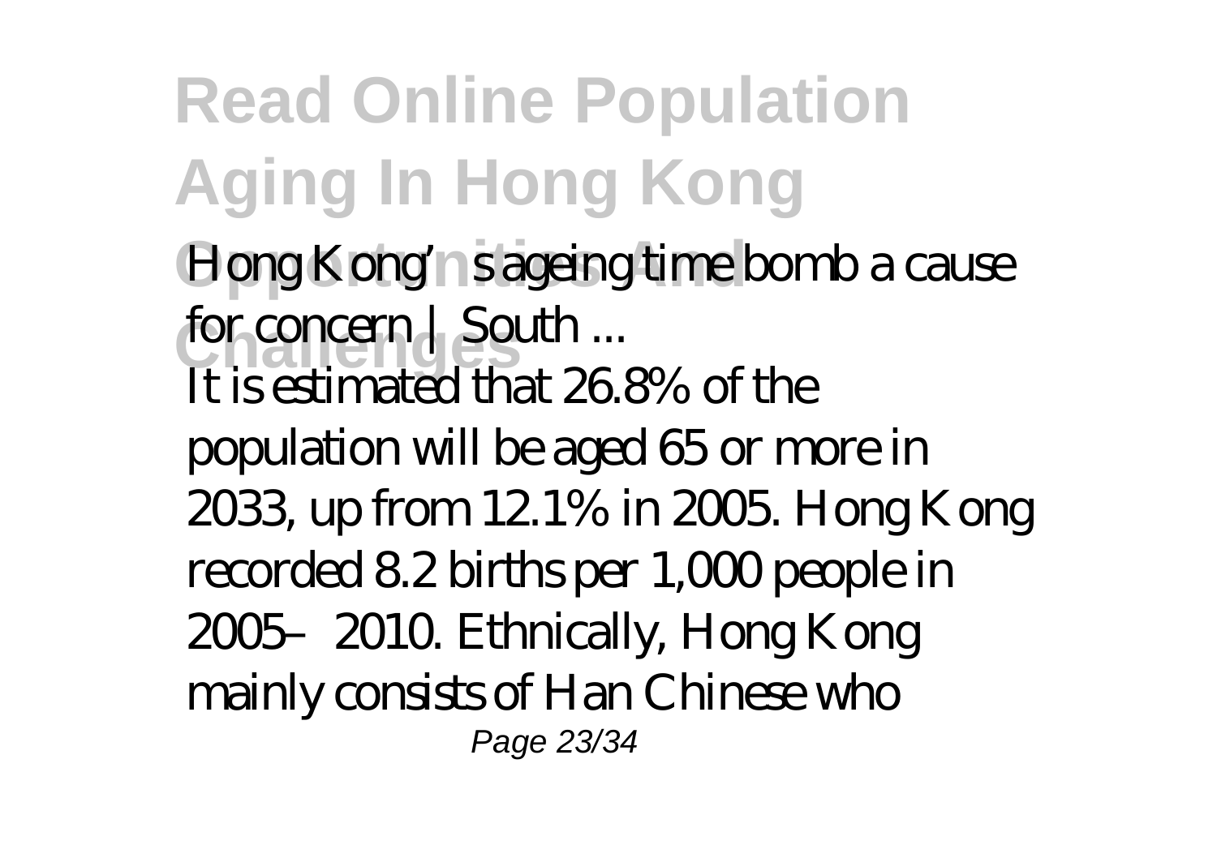**Read Online Population Aging In Hong Kong Opportunities And Challenges**

*Hong Kong's ageing time bomb a cause for concern | South ...*

It is estimated that 26.8% of the population will be aged 65 or more in 2033, up from 12.1% in 2005. Hong Kong recorded 8.2 births per 1,000 people in 2005–2010. Ethnically, Hong Kong mainly consists of Han Chinese who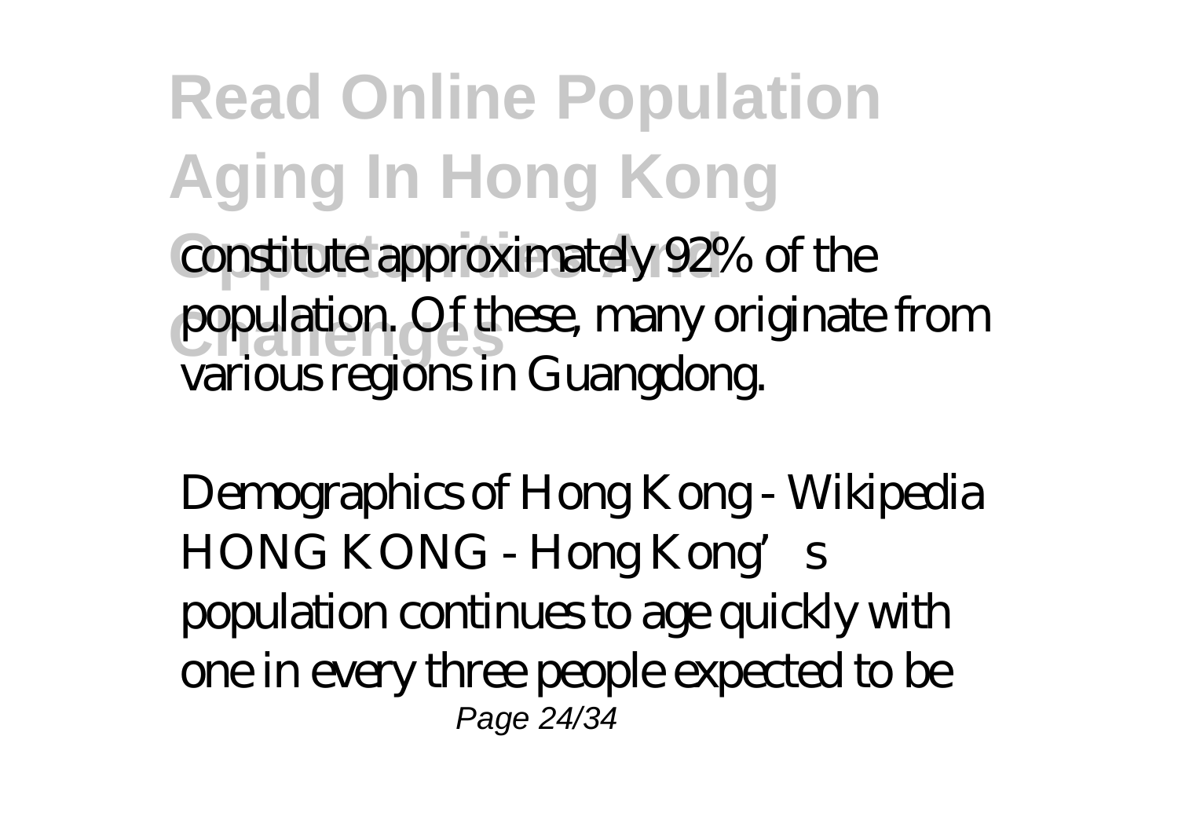constitute approximately 92% of the population. Of these, many originate from various regions in Guangdong.

Demographics of Hong Kong - Wikipedia
HONG KONG - Hong Kong's population continues to age quickly with one in every three people expected to be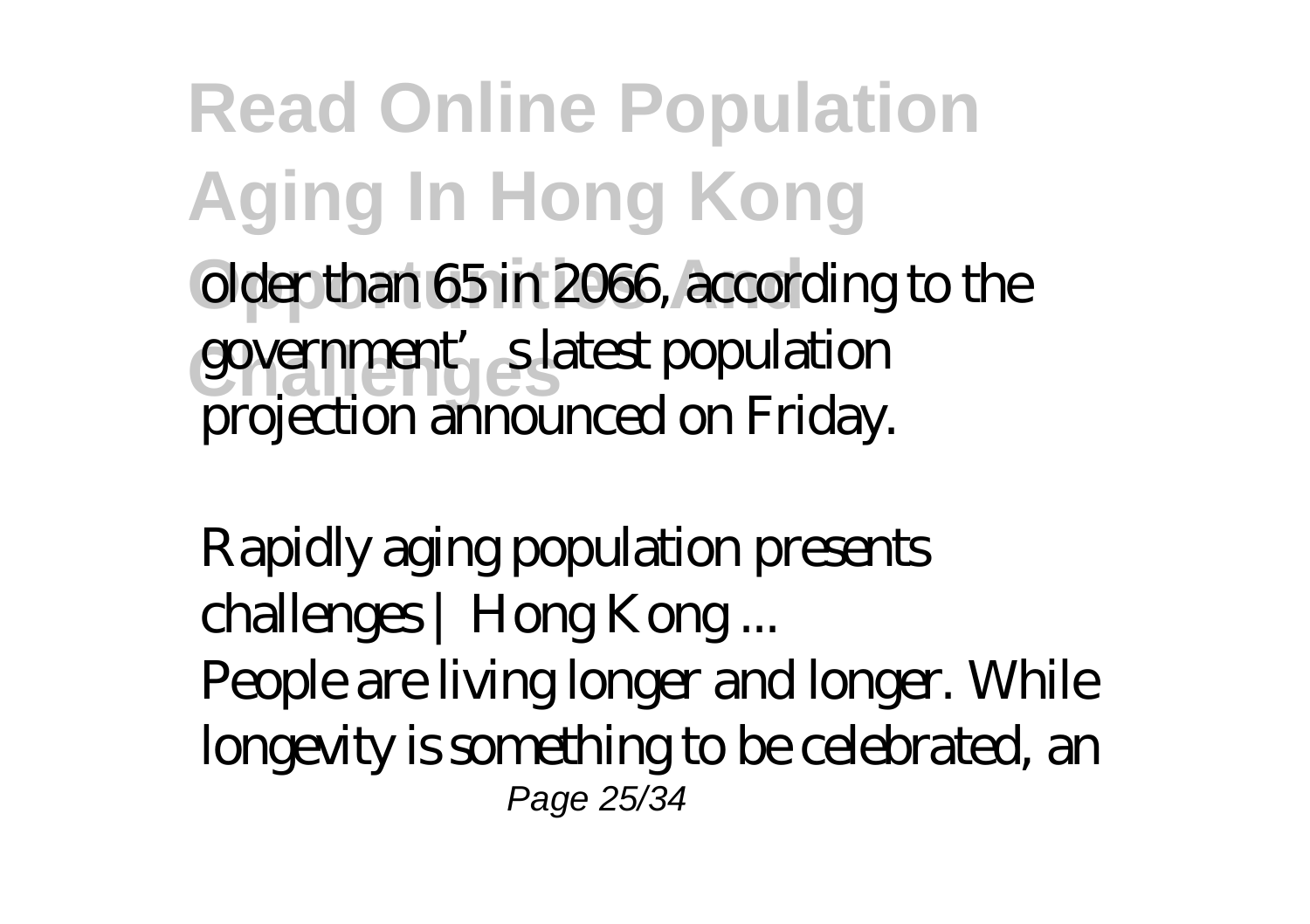older than 65 in 2066, according to the government's latest population projection announced on Friday.

*Rapidly aging population presents challenges | Hong Kong ...*

People are living longer and longer. While longevity is something to be celebrated, an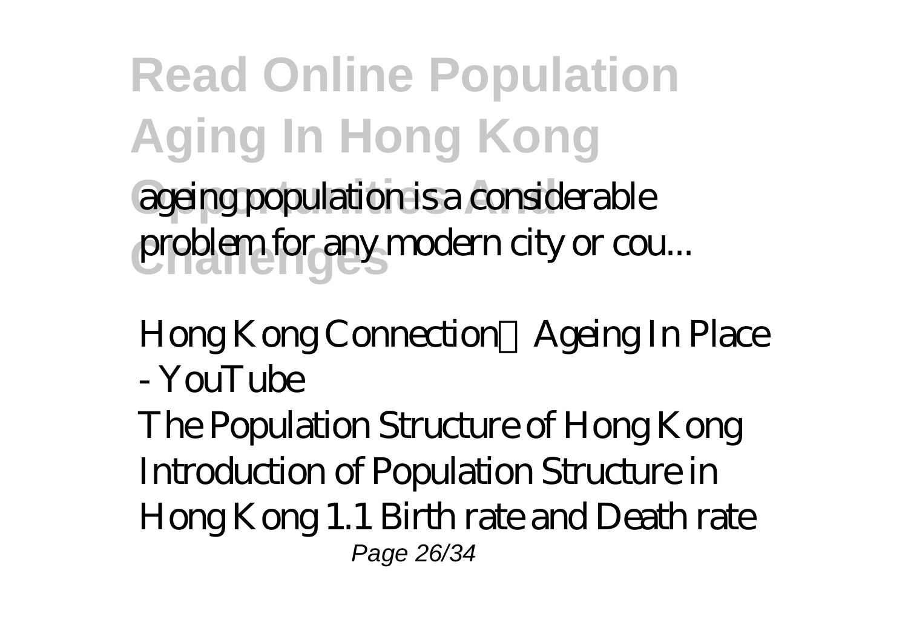ageing population is a considerable problem for any modern city or cou...

*Hong Kong Connection：Ageing In Place - YouTube*

The Population Structure of Hong Kong Introduction of Population Structure in Hong Kong 1.1 Birth rate and Death rate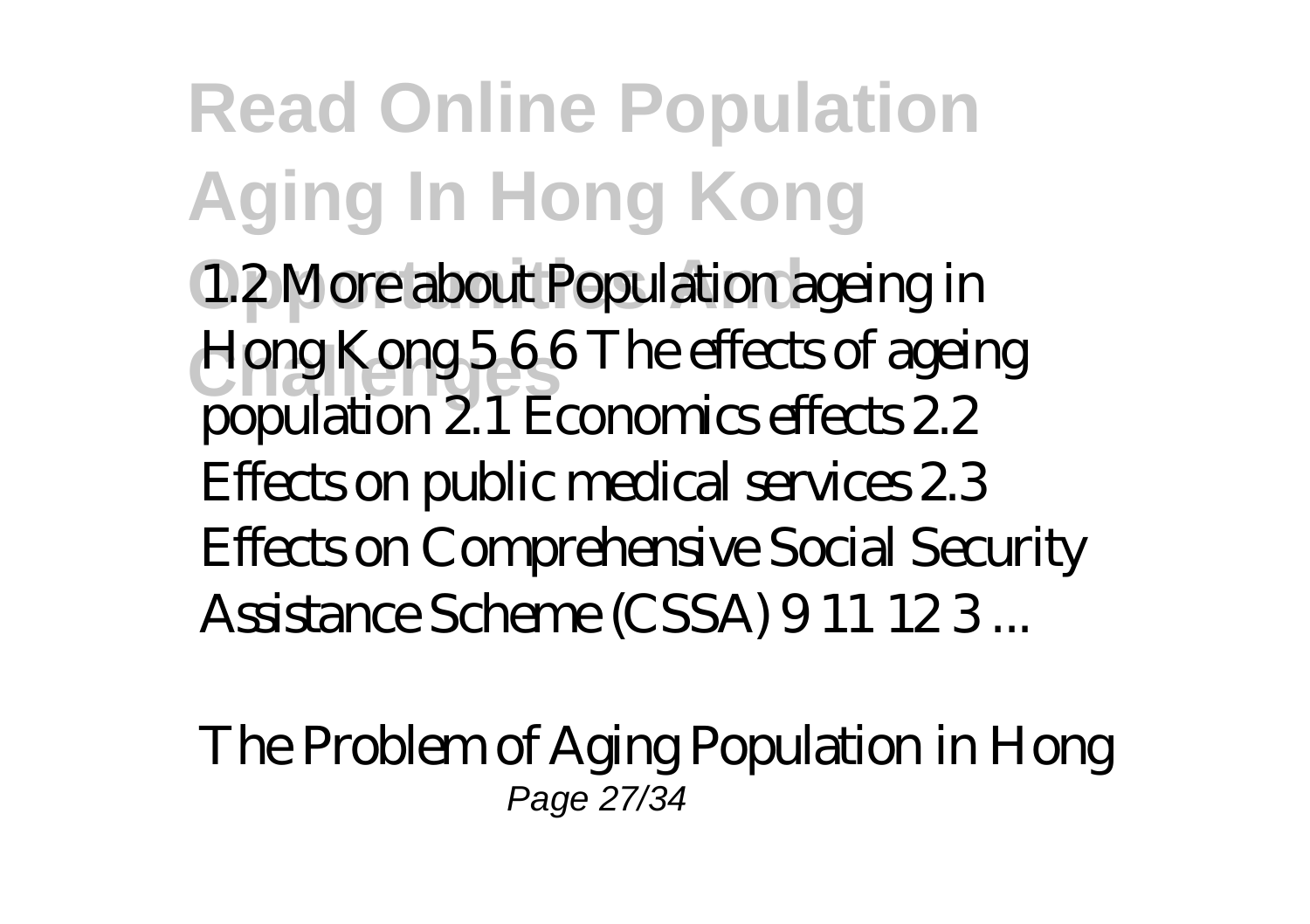1.2 More about Population ageing in Hong Kong 5 6 6 The effects of ageing population 2.1 Economics effects 2.2 Effects on public medical services 2.3 Effects on Comprehensive Social Security Assistance Scheme (CSSA) 9 11 12 3 ...

The Problem of Aging Population in Hong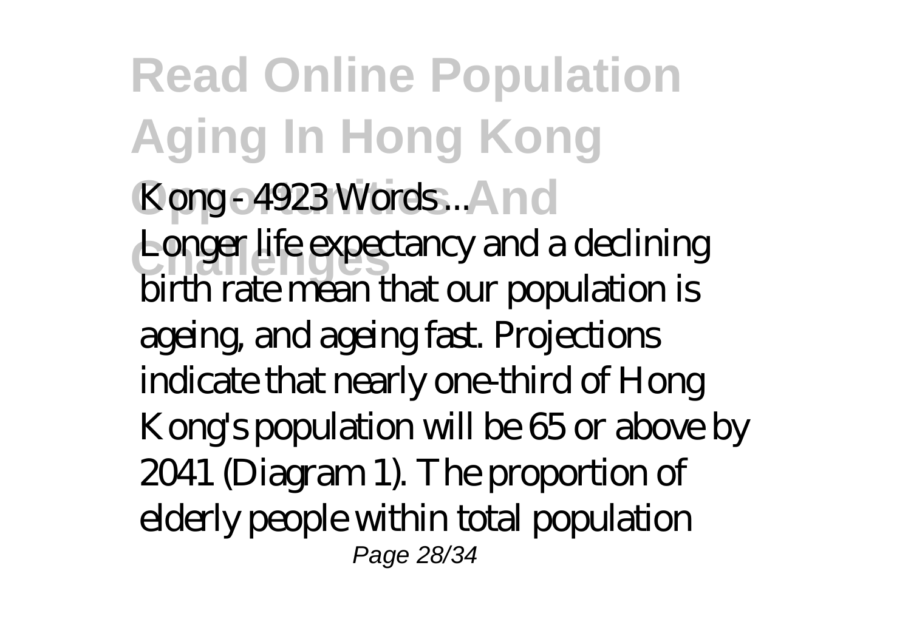# Read Online Population Aging In Hong Kong Opportunities And Challenges

Kong - 4923 Words ...

Longer life expectancy and a declining birth rate mean that our population is ageing, and ageing fast. Projections indicate that nearly one-third of Hong Kong's population will be 65 or above by 2041 (Diagram 1). The proportion of elderly people within total population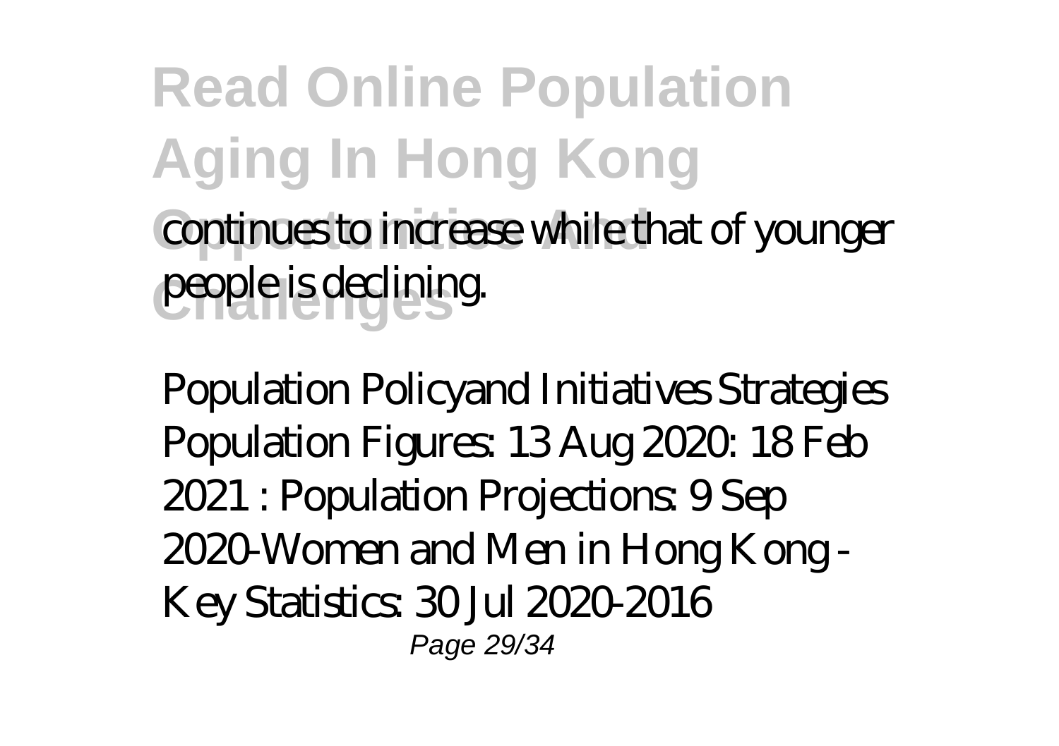continues to increase while that of younger people is declining.

Population Policyand Initiatives Strategies Population Figures: 13 Aug 2020: 18 Feb 2021 : Population Projections: 9 Sep 2020-Women and Men in Hong Kong - Key Statistics: 30 Jul 2020-2016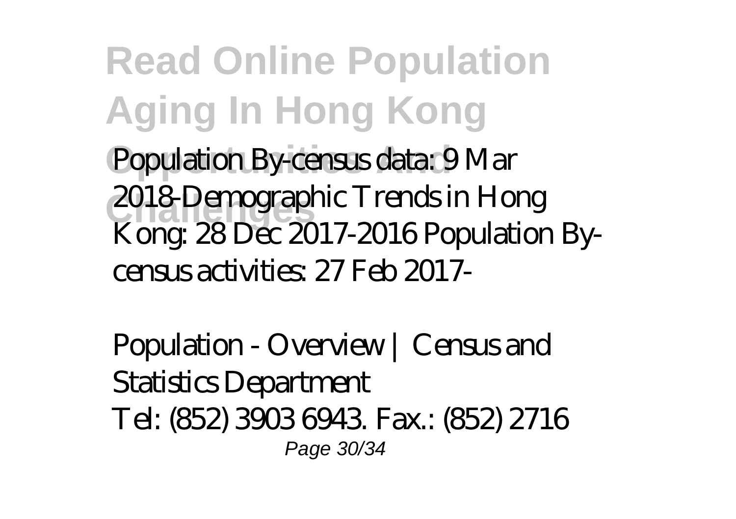Population By-census data: 9 Mar 2018-Demographic Trends in Hong Kong: 28 Dec 2017-2016 Population By-census activities: 27 Feb 2017-

*Population - Overview | Census and Statistics Department*

Tel: (852) 3903 6943. Fax.: (852) 2716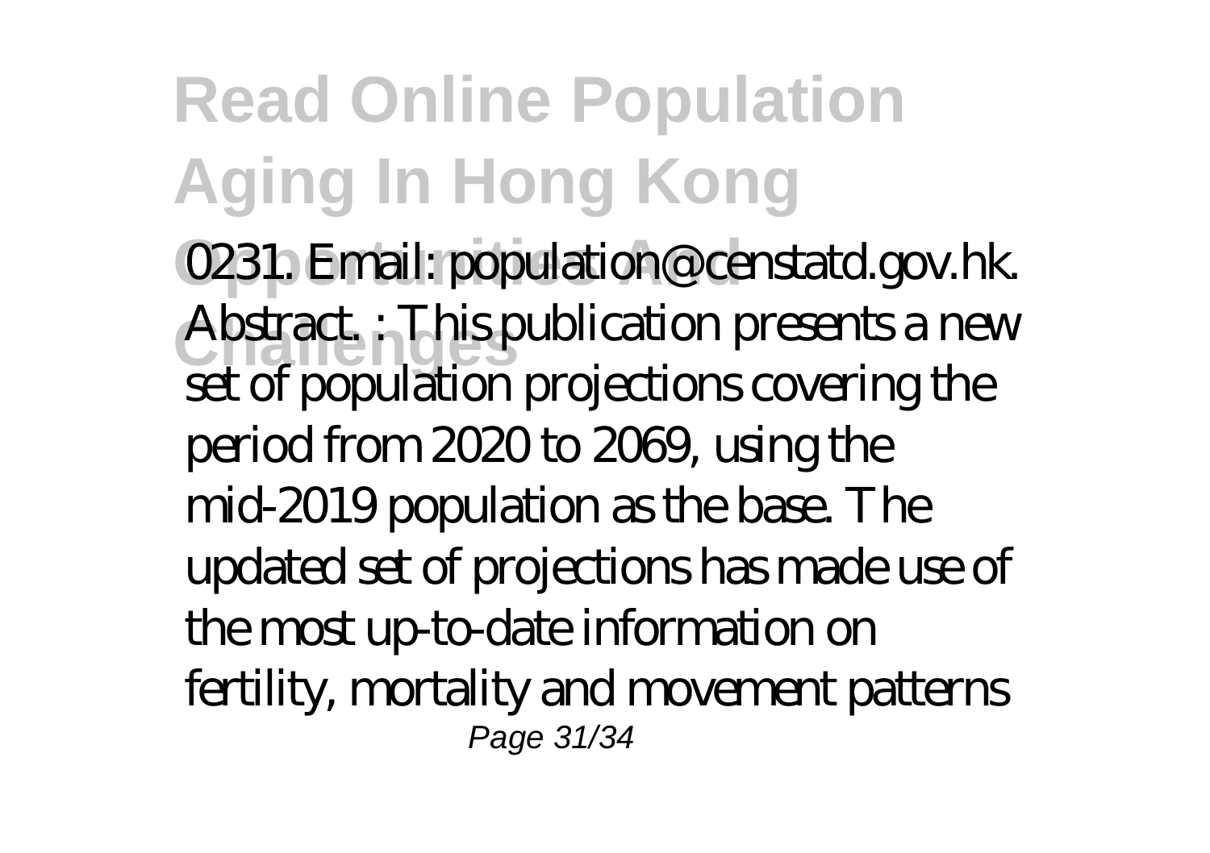0231. Email: population@censtatd.gov.hk. Abstract. : This publication presents a new set of population projections covering the period from 2020 to 2069, using the mid-2019 population as the base. The updated set of projections has made use of the most up-to-date information on fertility, mortality and movement patterns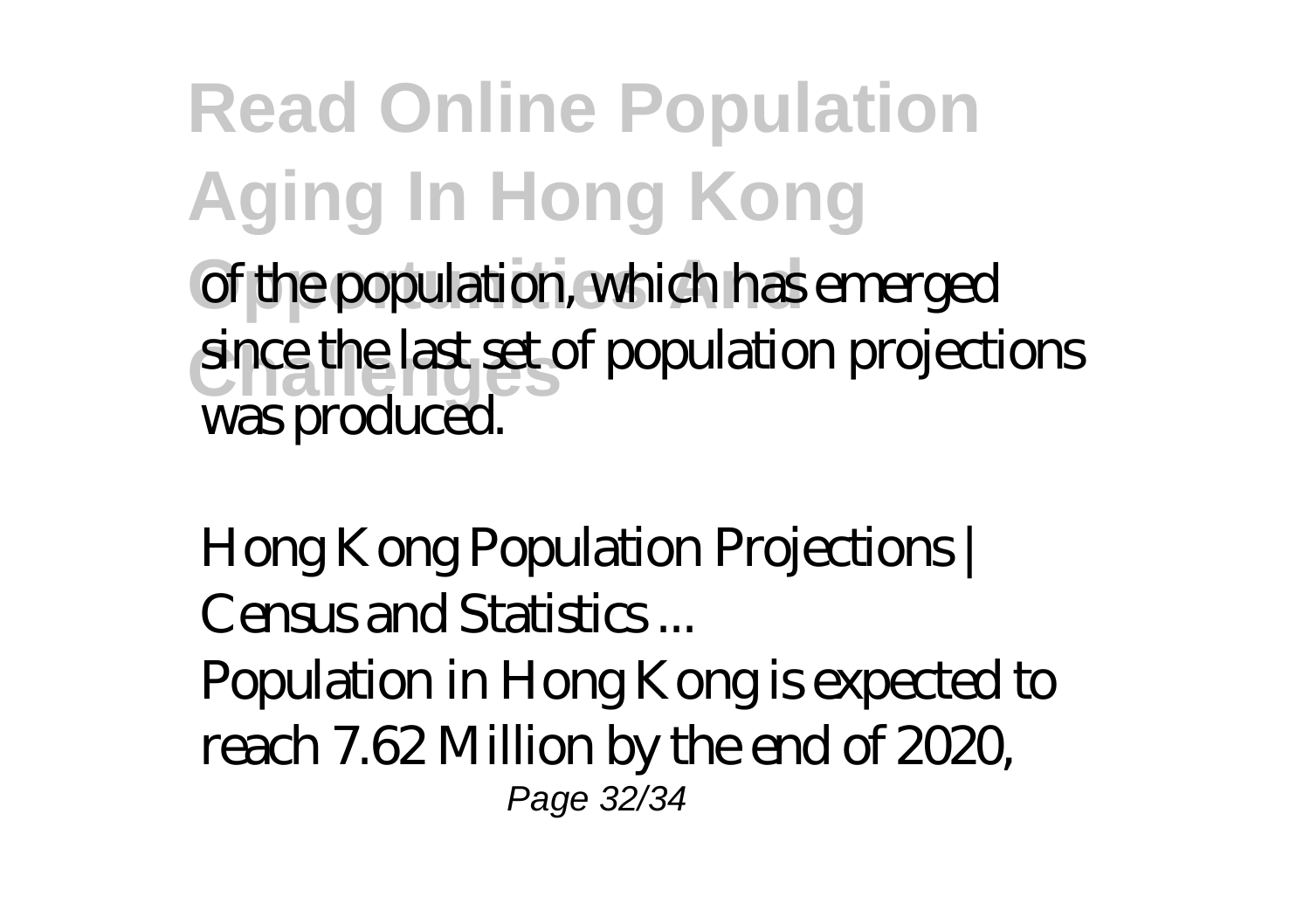of the population, which has emerged since the last set of population projections was produced.

*Hong Kong Population Projections | Census and Statistics ...*

Population in Hong Kong is expected to reach 7.62 Million by the end of 2020,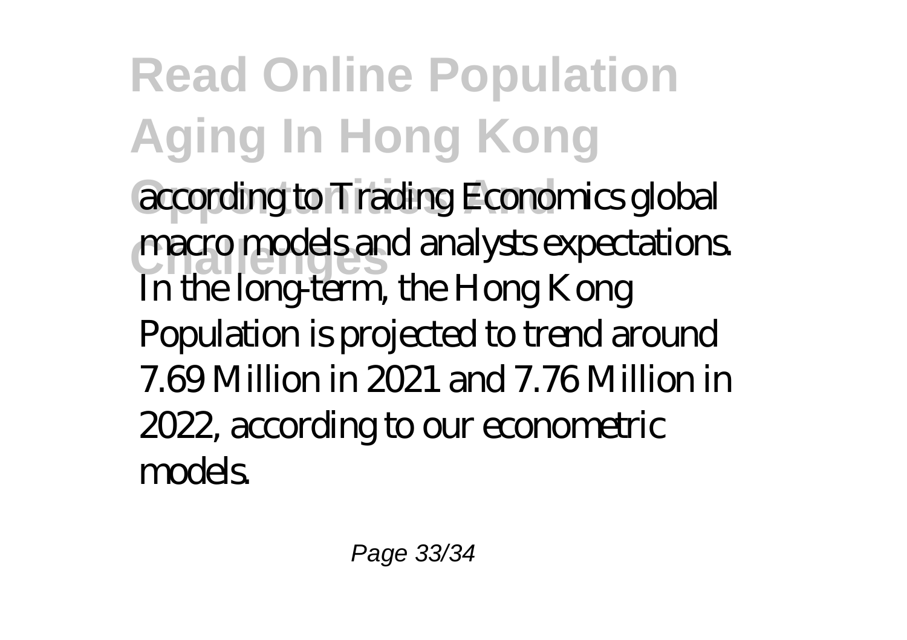according to Trading Economics global macro models and analysts expectations. In the long-term, the Hong Kong Population is projected to trend around 7.69 Million in 2021 and 7.76 Million in 2022, according to our econometric models.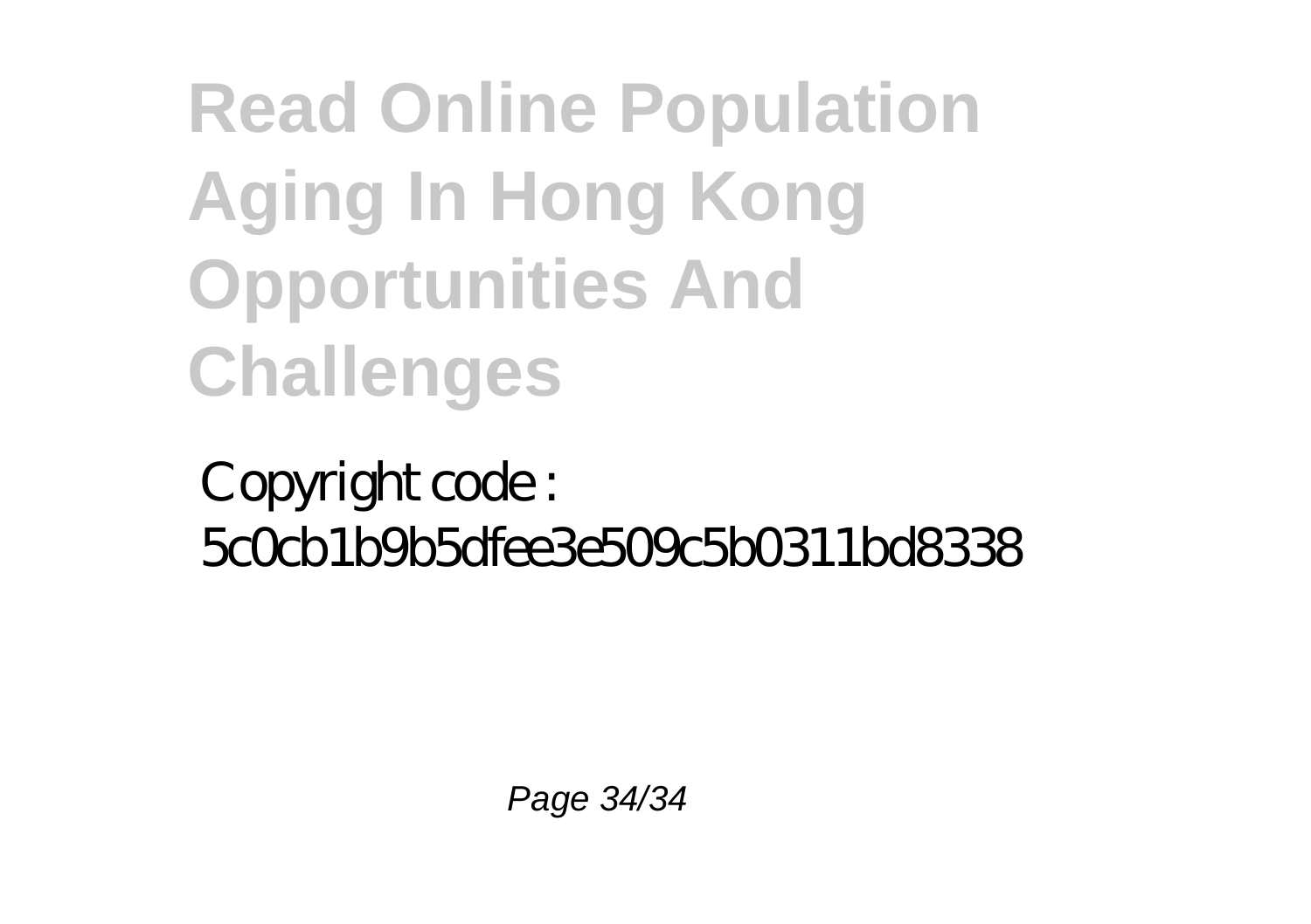# Read Online Population Aging In Hong Kong Opportunities And Challenges

Copyright code : 5c0cb1b9b5dfee3e509c5b0311bd8338